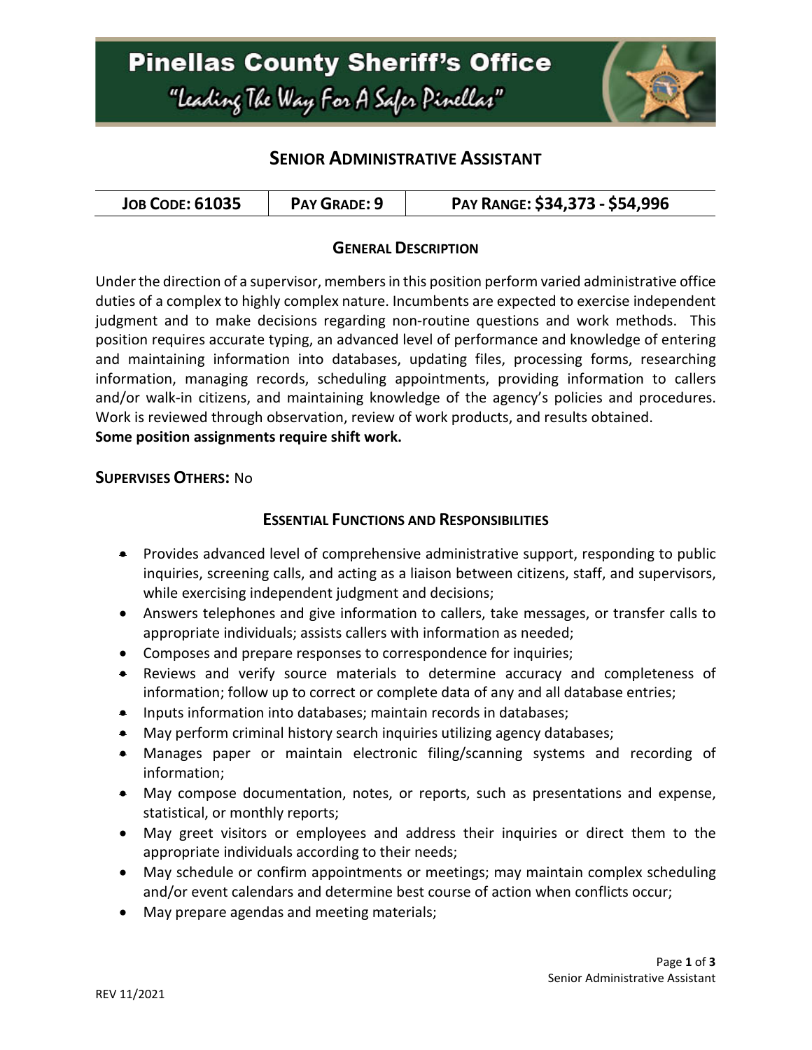# Pinellas County Sheriff's Office

*"Leading The Way For A Safer Pinellas"*

## Senior Administrative Assistant

| Job Code: 61035 | Pay Grade: 9 | Pay Range: $34,373 - $54,996 |
|---|---|---|

### General Description

Under the direction of a supervisor, members in this position perform varied administrative office duties of a complex to highly complex nature. Incumbents are expected to exercise independent judgment and to make decisions regarding non-routine questions and work methods. This position requires accurate typing, an advanced level of performance and knowledge of entering and maintaining information into databases, updating files, processing forms, researching information, managing records, scheduling appointments, providing information to callers and/or walk-in citizens, and maintaining knowledge of the agency's policies and procedures. Work is reviewed through observation, review of work products, and results obtained.

**Some position assignments require shift work.**

**Supervises Others:** No

### Essential Functions and Responsibilities

- Provides advanced level of comprehensive administrative support, responding to public inquiries, screening calls, and acting as a liaison between citizens, staff, and supervisors, while exercising independent judgment and decisions;
- Answers telephones and give information to callers, take messages, or transfer calls to appropriate individuals; assists callers with information as needed;
- Composes and prepare responses to correspondence for inquiries;
- Reviews and verify source materials to determine accuracy and completeness of information; follow up to correct or complete data of any and all database entries;
- Inputs information into databases; maintain records in databases;
- May perform criminal history search inquiries utilizing agency databases;
- Manages paper or maintain electronic filing/scanning systems and recording of information;
- May compose documentation, notes, or reports, such as presentations and expense, statistical, or monthly reports;
- May greet visitors or employees and address their inquiries or direct them to the appropriate individuals according to their needs;
- May schedule or confirm appointments or meetings; may maintain complex scheduling and/or event calendars and determine best course of action when conflicts occur;
- May prepare agendas and meeting materials;

REV 11/2021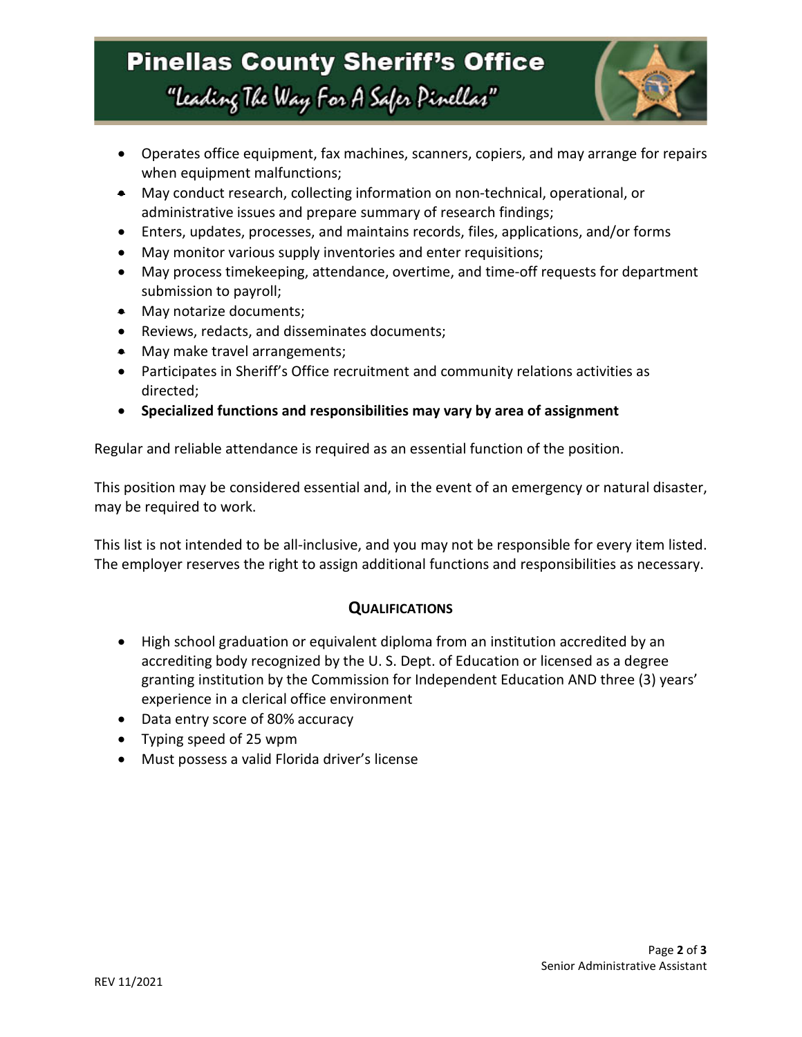- Operates office equipment, fax machines, scanners, copiers, and may arrange for repairs when equipment malfunctions;
- May conduct research, collecting information on non-technical, operational, or administrative issues and prepare summary of research findings;
- Enters, updates, processes, and maintains records, files, applications, and/or forms
- May monitor various supply inventories and enter requisitions;
- May process timekeeping, attendance, overtime, and time-off requests for department submission to payroll;
- May notarize documents;
- Reviews, redacts, and disseminates documents;
- May make travel arrangements;
- Participates in Sheriff's Office recruitment and community relations activities as directed;
- **Specialized functions and responsibilities may vary by area of assignment**

Regular and reliable attendance is required as an essential function of the position.

This position may be considered essential and, in the event of an emergency or natural disaster, may be required to work.

This list is not intended to be all-inclusive, and you may not be responsible for every item listed. The employer reserves the right to assign additional functions and responsibilities as necessary.

## **QUALIFICATIONS**

- High school graduation or equivalent diploma from an institution accredited by an accrediting body recognized by the U. S. Dept. of Education or licensed as a degree granting institution by the Commission for Independent Education AND three (3) years' experience in a clerical office environment
- Data entry score of 80% accuracy
- Typing speed of 25 wpm
- Must possess a valid Florida driver's license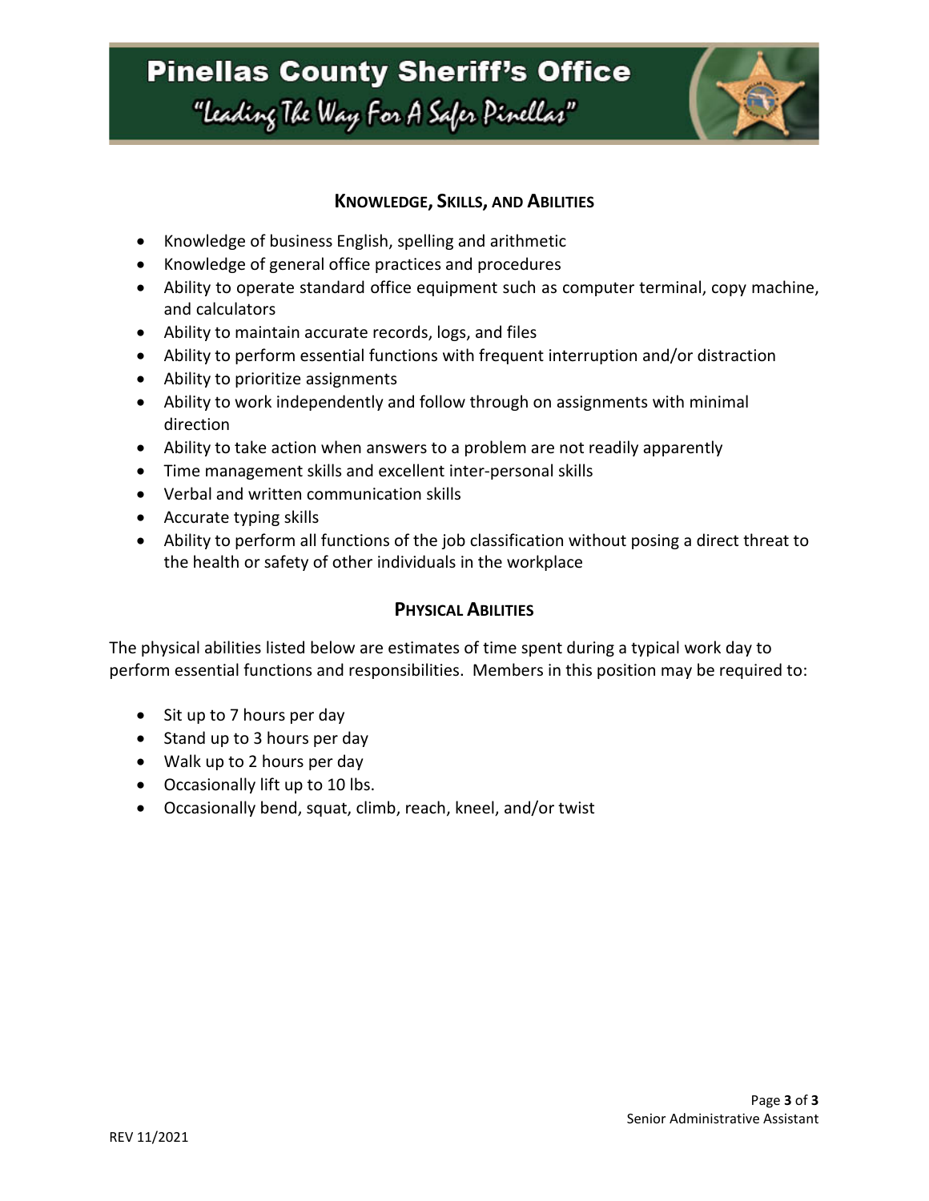## Knowledge, Skills, and Abilities

- Knowledge of business English, spelling and arithmetic
- Knowledge of general office practices and procedures
- Ability to operate standard office equipment such as computer terminal, copy machine, and calculators
- Ability to maintain accurate records, logs, and files
- Ability to perform essential functions with frequent interruption and/or distraction
- Ability to prioritize assignments
- Ability to work independently and follow through on assignments with minimal direction
- Ability to take action when answers to a problem are not readily apparently
- Time management skills and excellent inter-personal skills
- Verbal and written communication skills
- Accurate typing skills
- Ability to perform all functions of the job classification without posing a direct threat to the health or safety of other individuals in the workplace

## Physical Abilities

The physical abilities listed below are estimates of time spent during a typical work day to perform essential functions and responsibilities. Members in this position may be required to:

- Sit up to 7 hours per day
- Stand up to 3 hours per day
- Walk up to 2 hours per day
- Occasionally lift up to 10 lbs.
- Occasionally bend, squat, climb, reach, kneel, and/or twist